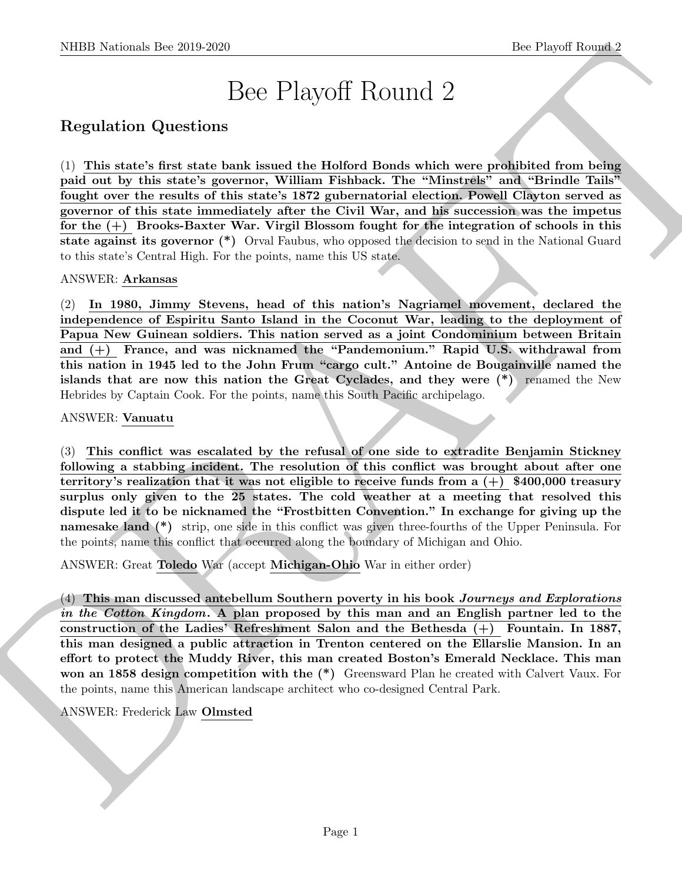# Bee Playoff Round 2

## Regulation Questions

(1) **This state's first state bank issued the Holford Bonds which were prohibited from being paid out by this state's governor, William Fishback. The "Minstrels" and "Brindle Tails" fought over the results of this state's 1872 gubernatorial election. Powell Clayton served as governor of this state immediately after the Civil War, and his succession was the impetus for the (+) Brooks-Baxter War. Virgil Blossom fought for the integration of schools in this state against its governor (*)** Orval Faubus, who opposed the decision to send in the National Guard to this state's Central High. For the points, name this US state.

ANSWER: **Arkansas**

(2) **In 1980, Jimmy Stevens, head of this nation's Nagriamel movement, declared the independence of Espiritu Santo Island in the Coconut War, leading to the deployment of Papua New Guinean soldiers. This nation served as a joint Condominium between Britain and (+) France, and was nicknamed the "Pandemonium." Rapid U.S. withdrawal from this nation in 1945 led to the John Frum "cargo cult." Antoine de Bougainville named the islands that are now this nation the Great Cyclades, and they were (*)** renamed the New Hebrides by Captain Cook. For the points, name this South Pacific archipelago.

ANSWER: **Vanuatu**

(3) **This conflict was escalated by the refusal of one side to extradite Benjamin Stickney following a stabbing incident. The resolution of this conflict was brought about after one territory's realization that it was not eligible to receive funds from a (+) $400,000 treasury surplus only given to the 25 states. The cold weather at a meeting that resolved this dispute led it to be nicknamed the "Frostbitten Convention." In exchange for giving up the namesake land (*)** strip, one side in this conflict was given three-fourths of the Upper Peninsula. For the points, name this conflict that occurred along the boundary of Michigan and Ohio.

ANSWER: Great **Toledo** War (accept **Michigan-Ohio** War in either order)

(4) **This man discussed antebellum Southern poverty in his book *Journeys and Explorations in the Cotton Kingdom*. A plan proposed by this man and an English partner led to the construction of the Ladies' Refreshment Salon and the Bethesda (+) Fountain. In 1887, this man designed a public attraction in Trenton centered on the Ellarslie Mansion. In an effort to protect the Muddy River, this man created Boston's Emerald Necklace. This man won an 1858 design competition with the (*)** Greensward Plan he created with Calvert Vaux. For the points, name this American landscape architect who co-designed Central Park.

ANSWER: Frederick Law **Olmsted**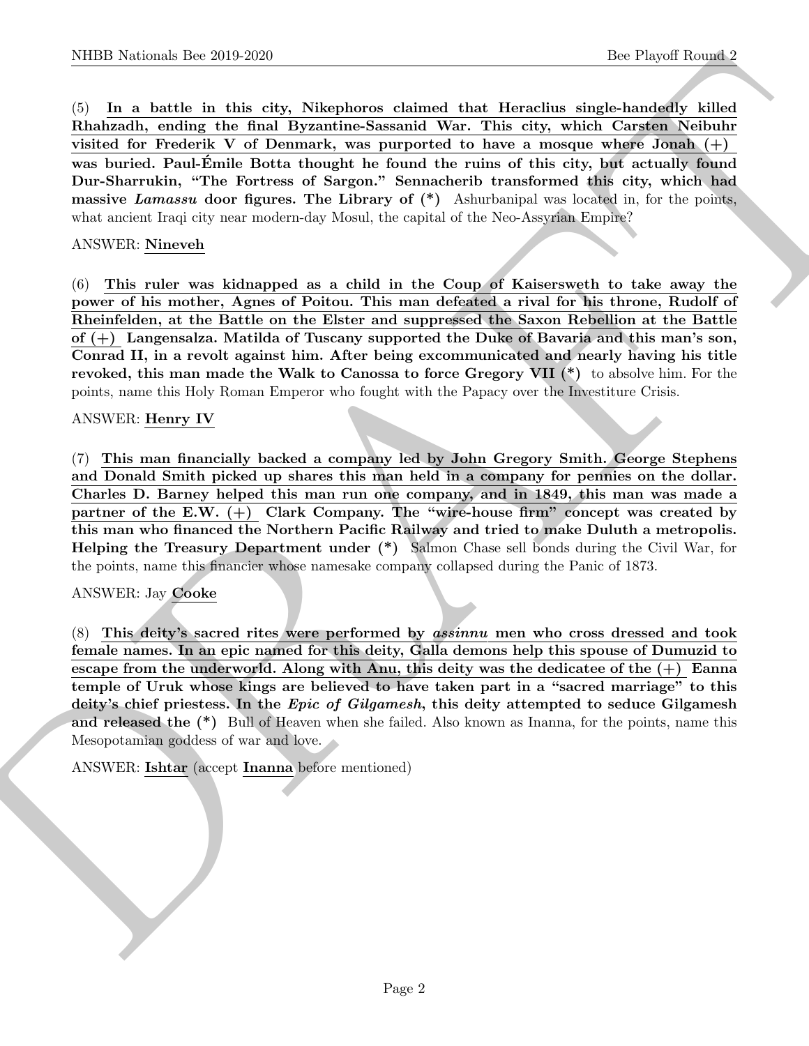(5) **In a battle in this city, Nikephoros claimed that Heraclius single-handedly killed Rhahzadh, ending the final Byzantine-Sassanid War. This city, which Carsten Neibuhr visited for Frederik V of Denmark, was purported to have a mosque where Jonah (+) was buried. Paul-Émile Botta thought he found the ruins of this city, but actually found Dur-Sharrukin, "The Fortress of Sargon." Sennacherib transformed this city, which had massive *Lamassu* door figures. The Library of (*)** Ashurbanipal was located in, for the points, what ancient Iraqi city near modern-day Mosul, the capital of the Neo-Assyrian Empire?

ANSWER: **Nineveh**

(6) **This ruler was kidnapped as a child in the Coup of Kaisersweth to take away the power of his mother, Agnes of Poitou. This man defeated a rival for his throne, Rudolf of Rheinfelden, at the Battle on the Elster and suppressed the Saxon Rebellion at the Battle of (+) Langensalza. Matilda of Tuscany supported the Duke of Bavaria and this man's son, Conrad II, in a revolt against him. After being excommunicated and nearly having his title revoked, this man made the Walk to Canossa to force Gregory VII (*)** to absolve him. For the points, name this Holy Roman Emperor who fought with the Papacy over the Investiture Crisis.

ANSWER: **Henry IV**

(7) **This man financially backed a company led by John Gregory Smith. George Stephens and Donald Smith picked up shares this man held in a company for pennies on the dollar. Charles D. Barney helped this man run one company, and in 1849, this man was made a partner of the E.W. (+) Clark Company. The "wire-house firm" concept was created by this man who financed the Northern Pacific Railway and tried to make Duluth a metropolis. Helping the Treasury Department under (*)** Salmon Chase sell bonds during the Civil War, for the points, name this financier whose namesake company collapsed during the Panic of 1873.

ANSWER: Jay **Cooke**

(8) **This deity's sacred rites were performed by *assinnu* men who cross dressed and took female names. In an epic named for this deity, Galla demons help this spouse of Dumuzid to escape from the underworld. Along with Anu, this deity was the dedicatee of the (+) Eanna temple of Uruk whose kings are believed to have taken part in a "sacred marriage" to this deity's chief priestess. In the *Epic of Gilgamesh*, this deity attempted to seduce Gilgamesh and released the (*)** Bull of Heaven when she failed. Also known as Inanna, for the points, name this Mesopotamian goddess of war and love.

ANSWER: **Ishtar** (accept **Inanna** before mentioned)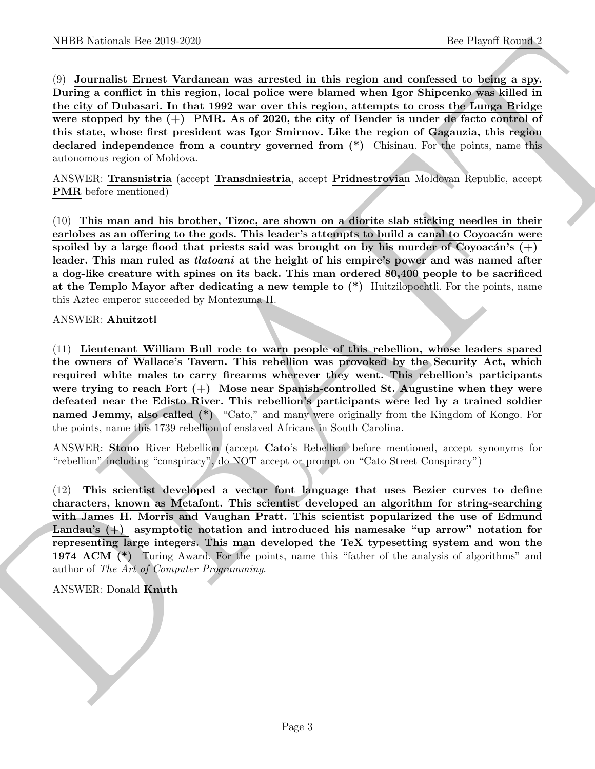(9) **Journalist Ernest Vardanean was arrested in this region and confessed to being a spy. During a conflict in this region, local police were blamed when Igor Shipcenko was killed in the city of Dubasari. In that 1992 war over this region, attempts to cross the Lunga Bridge were stopped by the (+) PMR. As of 2020, the city of Bender is under de facto control of this state, whose first president was Igor Smirnov. Like the region of Gagauzia, this region declared independence from a country governed from (*)** Chisinau. For the points, name this autonomous region of Moldova.

ANSWER: **Transnistria** (accept **Transdniestria**, accept **Pridnestrovia**n Moldovan Republic, accept **PMR** before mentioned)

(10) **This man and his brother, Tizoc, are shown on a diorite slab sticking needles in their earlobes as an offering to the gods. This leader's attempts to build a canal to Coyoacán were spoiled by a large flood that priests said was brought on by his murder of Coyoacán's (+) leader. This man ruled as *tlatoani* at the height of his empire's power and was named after a dog-like creature with spines on its back. This man ordered 80,400 people to be sacrificed at the Templo Mayor after dedicating a new temple to (*)** Huitzilopochtli. For the points, name this Aztec emperor succeeded by Montezuma II.

ANSWER: **Ahuitzotl**

(11) **Lieutenant William Bull rode to warn people of this rebellion, whose leaders spared the owners of Wallace's Tavern. This rebellion was provoked by the Security Act, which required white males to carry firearms wherever they went. This rebellion's participants were trying to reach Fort (+) Mose near Spanish-controlled St. Augustine when they were defeated near the Edisto River. This rebellion's participants were led by a trained soldier named Jemmy, also called (*)** "Cato," and many were originally from the Kingdom of Kongo. For the points, name this 1739 rebellion of enslaved Africans in South Carolina.

ANSWER: **Stono** River Rebellion (accept **Cato**'s Rebellion before mentioned, accept synonyms for "rebellion" including "conspiracy", do NOT accept or prompt on "Cato Street Conspiracy")

(12) **This scientist developed a vector font language that uses Bezier curves to define characters, known as Metafont. This scientist developed an algorithm for string-searching with James H. Morris and Vaughan Pratt. This scientist popularized the use of Edmund Landau's (+) asymptotic notation and introduced his namesake "up arrow" notation for representing large integers. This man developed the TeX typesetting system and won the 1974 ACM (*)** Turing Award. For the points, name this "father of the analysis of algorithms" and author of *The Art of Computer Programming*.

ANSWER: Donald **Knuth**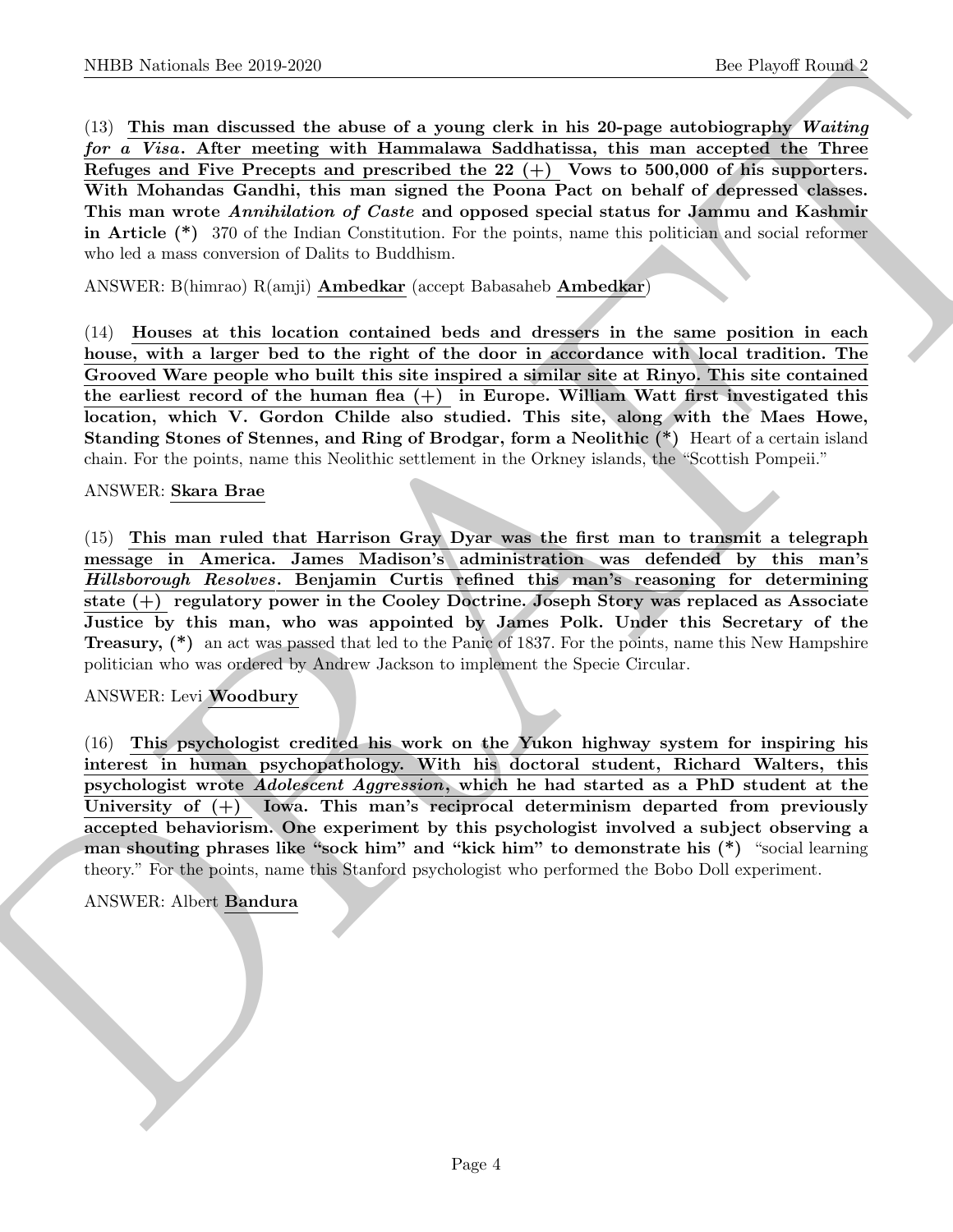(13) **This man discussed the abuse of a young clerk in his 20-page autobiography *Waiting for a Visa*. After meeting with Hammalawa Saddhatissa, this man accepted the Three Refuges and Five Precepts and prescribed the 22 (+) Vows to 500,000 of his supporters. With Mohandas Gandhi, this man signed the Poona Pact on behalf of depressed classes. This man wrote *Annihilation of Caste* and opposed special status for Jammu and Kashmir in Article (*)** 370 of the Indian Constitution. For the points, name this politician and social reformer who led a mass conversion of Dalits to Buddhism.

ANSWER: B(himrao) R(amji) **Ambedkar** (accept Babasaheb **Ambedkar**)

(14) **Houses at this location contained beds and dressers in the same position in each house, with a larger bed to the right of the door in accordance with local tradition. The Grooved Ware people who built this site inspired a similar site at Rinyo. This site contained the earliest record of the human flea (+) in Europe. William Watt first investigated this location, which V. Gordon Childe also studied. This site, along with the Maes Howe, Standing Stones of Stennes, and Ring of Brodgar, form a Neolithic (*)** Heart of a certain island chain. For the points, name this Neolithic settlement in the Orkney islands, the "Scottish Pompeii."

ANSWER: **Skara Brae**

(15) **This man ruled that Harrison Gray Dyar was the first man to transmit a telegraph message in America. James Madison's administration was defended by this man's *Hillsborough Resolves*. Benjamin Curtis refined this man's reasoning for determining state (+) regulatory power in the Cooley Doctrine. Joseph Story was replaced as Associate Justice by this man, who was appointed by James Polk. Under this Secretary of the Treasury, (*)** an act was passed that led to the Panic of 1837. For the points, name this New Hampshire politician who was ordered by Andrew Jackson to implement the Specie Circular.

ANSWER: Levi **Woodbury**

(16) **This psychologist credited his work on the Yukon highway system for inspiring his interest in human psychopathology. With his doctoral student, Richard Walters, this psychologist wrote *Adolescent Aggression*, which he had started as a PhD student at the University of (+) Iowa. This man's reciprocal determinism departed from previously accepted behaviorism. One experiment by this psychologist involved a subject observing a man shouting phrases like "sock him" and "kick him" to demonstrate his (*)** "social learning theory." For the points, name this Stanford psychologist who performed the Bobo Doll experiment.

ANSWER: Albert **Bandura**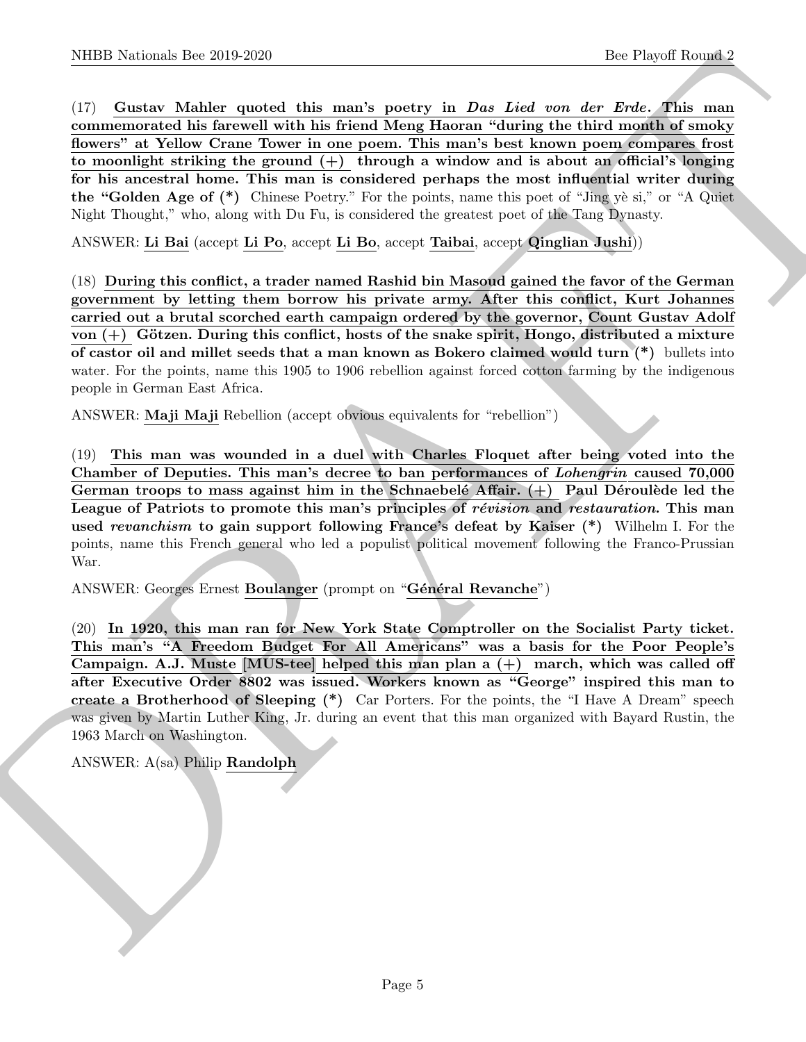(17) **Gustav Mahler quoted this man's poetry in *Das Lied von der Erde*. This man commemorated his farewell with his friend Meng Haoran "during the third month of smoky flowers" at Yellow Crane Tower in one poem. This man's best known poem compares frost to moonlight striking the ground (+) through a window and is about an official's longing for his ancestral home. This man is considered perhaps the most influential writer during the "Golden Age of (*)** Chinese Poetry." For the points, name this poet of "Jìng yè si," or "A Quiet Night Thought," who, along with Du Fu, is considered the greatest poet of the Tang Dynasty.

ANSWER: **Li Bai** (accept **Li Po**, accept **Li Bo**, accept **Taibai**, accept **Qinglian Jushi**))

(18) **During this conflict, a trader named Rashid bin Masoud gained the favor of the German government by letting them borrow his private army. After this conflict, Kurt Johannes carried out a brutal scorched earth campaign ordered by the governor, Count Gustav Adolf von (+) Götzen. During this conflict, hosts of the snake spirit, Hongo, distributed a mixture of castor oil and millet seeds that a man known as Bokero claimed would turn (*)** bullets into water. For the points, name this 1905 to 1906 rebellion against forced cotton farming by the indigenous people in German East Africa.

ANSWER: **Maji Maji** Rebellion (accept obvious equivalents for "rebellion")

(19) **This man was wounded in a duel with Charles Floquet after being voted into the Chamber of Deputies. This man's decree to ban performances of *Lohengrin* caused 70,000 German troops to mass against him in the Schnaebelé Affair. (+) Paul Déroulède led the League of Patriots to promote this man's principles of *révision* and *restauration*. This man used *revanchism* to gain support following France's defeat by Kaiser (*)** Wilhelm I. For the points, name this French general who led a populist political movement following the Franco-Prussian War.

ANSWER: Georges Ernest **Boulanger** (prompt on "**Général Revanche**")

(20) **In 1920, this man ran for New York State Comptroller on the Socialist Party ticket. This man's "A Freedom Budget For All Americans" was a basis for the Poor People's Campaign. A.J. Muste [MUS-tee] helped this man plan a (+) march, which was called off after Executive Order 8802 was issued. Workers known as "George" inspired this man to create a Brotherhood of Sleeping (*)** Car Porters. For the points, the "I Have A Dream" speech was given by Martin Luther King, Jr. during an event that this man organized with Bayard Rustin, the 1963 March on Washington.

ANSWER: A(sa) Philip **Randolph**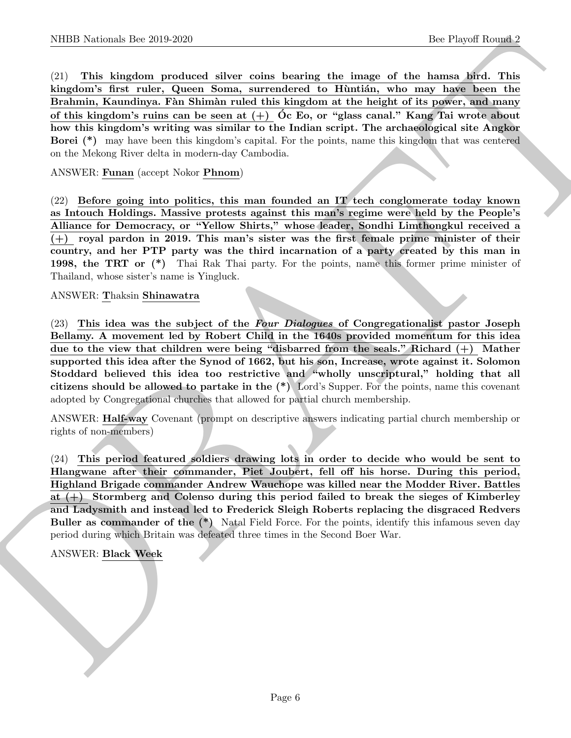(21) **This kingdom produced silver coins bearing the image of the hamsa bird. This kingdom's first ruler, Queen Soma, surrendered to Hùntián, who may have been the Brahmin, Kaundinya. Fàn Shimàn ruled this kingdom at the height of its power, and many of this kingdom's ruins can be seen at (+) Óc Eo, or "glass canal." Kang Tai wrote about how this kingdom's writing was similar to the Indian script. The archaeological site Angkor Borei (*)** may have been this kingdom's capital. For the points, name this kingdom that was centered on the Mekong River delta in modern-day Cambodia.

ANSWER: **Funan** (accept Nokor **Phnom**)

(22) **Before going into politics, this man founded an IT tech conglomerate today known as Intouch Holdings. Massive protests against this man's regime were held by the People's Alliance for Democracy, or "Yellow Shirts," whose leader, Sondhi Limthongkul received a (+) royal pardon in 2019. This man's sister was the first female prime minister of their country, and her PTP party was the third incarnation of a party created by this man in 1998, the TRT or (*)** Thai Rak Thai party. For the points, name this former prime minister of Thailand, whose sister's name is Yingluck.

ANSWER: **T**haksin **Shinawatra**

(23) **This idea was the subject of the *Four Dialogues* of Congregationalist pastor Joseph Bellamy. A movement led by Robert Child in the 1640s provided momentum for this idea due to the view that children were being "disbarred from the seals." Richard (+) Mather supported this idea after the Synod of 1662, but his son, Increase, wrote against it. Solomon Stoddard believed this idea too restrictive and "wholly unscriptural," holding that all citizens should be allowed to partake in the (*)** Lord's Supper. For the points, name this covenant adopted by Congregational churches that allowed for partial church membership.

ANSWER: **Half-way** Covenant (prompt on descriptive answers indicating partial church membership or rights of non-members)

(24) **This period featured soldiers drawing lots in order to decide who would be sent to Hlangwane after their commander, Piet Joubert, fell off his horse. During this period, Highland Brigade commander Andrew Wauchope was killed near the Modder River. Battles at (+) Stormberg and Colenso during this period failed to break the sieges of Kimberley and Ladysmith and instead led to Frederick Sleigh Roberts replacing the disgraced Redvers Buller as commander of the (*)** Natal Field Force. For the points, identify this infamous seven day period during which Britain was defeated three times in the Second Boer War.

ANSWER: **Black Week**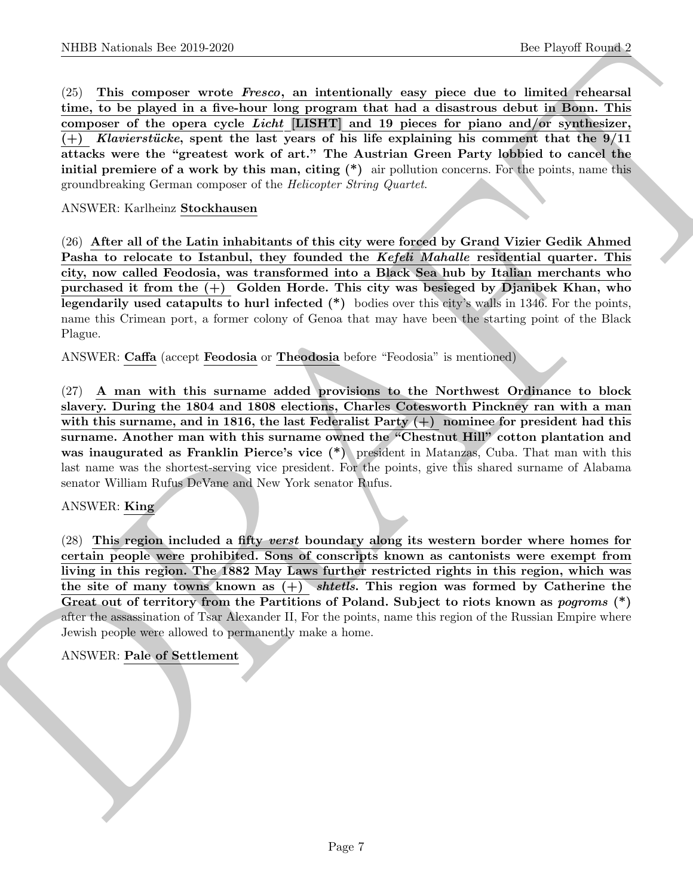(25) **This composer wrote *Fresco*, an intentionally easy piece due to limited rehearsal time, to be played in a five-hour long program that had a disastrous debut in Bonn. This composer of the opera cycle *Licht* [LISHT] and 19 pieces for piano and/or synthesizer, (+) *Klavierstücke*, spent the last years of his life explaining his comment that the 9/11 attacks were the "greatest work of art." The Austrian Green Party lobbied to cancel the initial premiere of a work by this man, citing (*)** air pollution concerns. For the points, name this groundbreaking German composer of the *Helicopter String Quartet*.

ANSWER: Karlheinz **Stockhausen**

(26) **After all of the Latin inhabitants of this city were forced by Grand Vizier Gedik Ahmed Pasha to relocate to Istanbul, they founded the *Kefeli Mahalle* residential quarter. This city, now called Feodosia, was transformed into a Black Sea hub by Italian merchants who purchased it from the (+) Golden Horde. This city was besieged by Djanibek Khan, who legendarily used catapults to hurl infected (*)** bodies over this city's walls in 1346. For the points, name this Crimean port, a former colony of Genoa that may have been the starting point of the Black Plague.

ANSWER: **Caffa** (accept **Feodosia** or **Theodosia** before "Feodosia" is mentioned)

(27) **A man with this surname added provisions to the Northwest Ordinance to block slavery. During the 1804 and 1808 elections, Charles Cotesworth Pinckney ran with a man with this surname, and in 1816, the last Federalist Party (+) nominee for president had this surname. Another man with this surname owned the "Chestnut Hill" cotton plantation and was inaugurated as Franklin Pierce's vice (*)** president in Matanzas, Cuba. That man with this last name was the shortest-serving vice president. For the points, give this shared surname of Alabama senator William Rufus DeVane and New York senator Rufus.

ANSWER: **King**

(28) **This region included a fifty *verst* boundary along its western border where homes for certain people were prohibited. Sons of conscripts known as cantonists were exempt from living in this region. The 1882 May Laws further restricted rights in this region, which was the site of many towns known as (+) *shtetls*. This region was formed by Catherine the Great out of territory from the Partitions of Poland. Subject to riots known as *pogroms* (*)** after the assassination of Tsar Alexander II, For the points, name this region of the Russian Empire where Jewish people were allowed to permanently make a home.

ANSWER: **Pale of Settlement**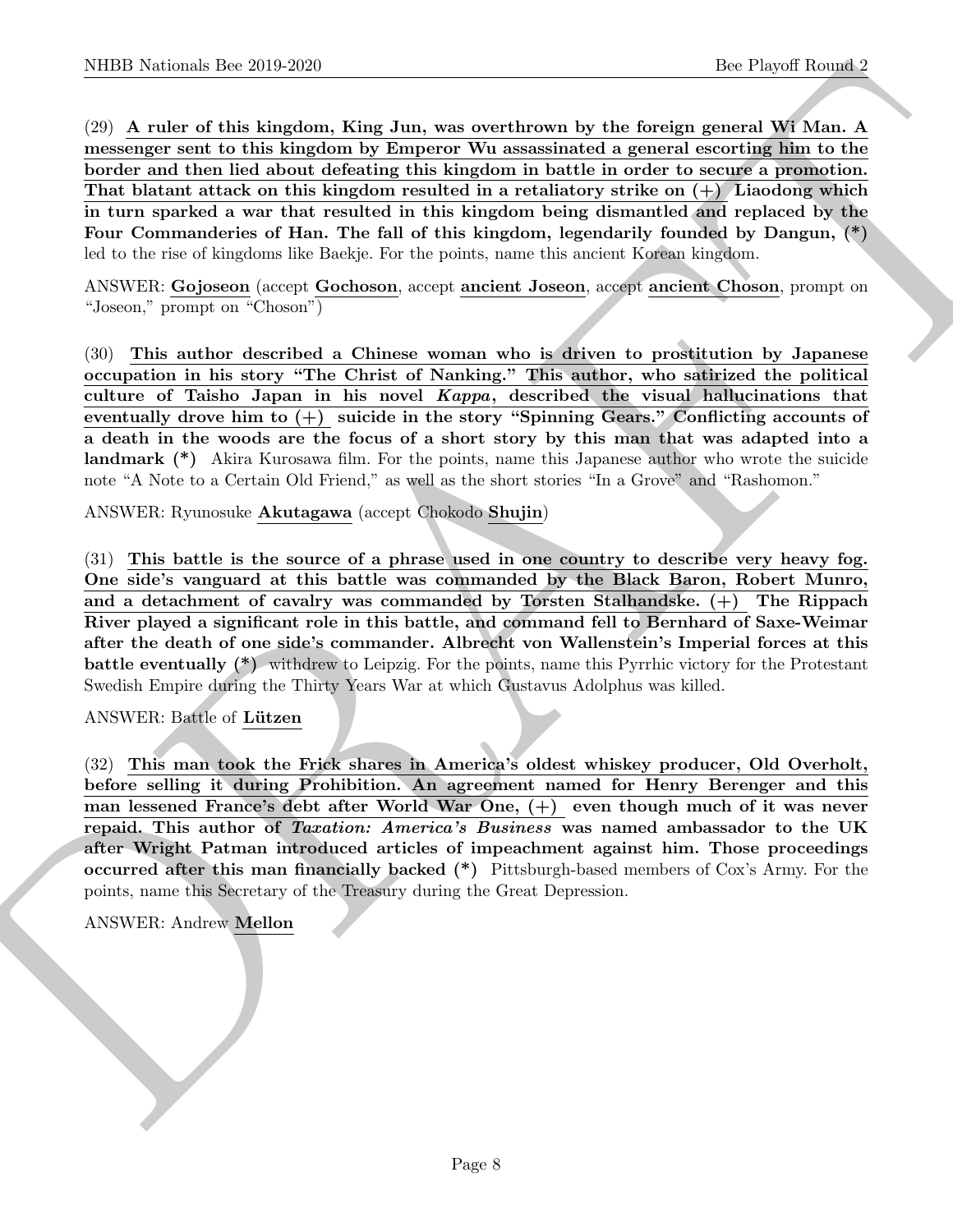(29) **A ruler of this kingdom, King Jun, was overthrown by the foreign general Wi Man. A messenger sent to this kingdom by Emperor Wu assassinated a general escorting him to the border and then lied about defeating this kingdom in battle in order to secure a promotion. That blatant attack on this kingdom resulted in a retaliatory strike on (+) Liaodong which in turn sparked a war that resulted in this kingdom being dismantled and replaced by the Four Commanderies of Han. The fall of this kingdom, legendarily founded by Dangun, (*)** led to the rise of kingdoms like Baekje. For the points, name this ancient Korean kingdom.

ANSWER: **Gojoseon** (accept **Gochoson**, accept **ancient Joseon**, accept **ancient Choson**, prompt on "Joseon," prompt on "Choson")

(30) **This author described a Chinese woman who is driven to prostitution by Japanese occupation in his story "The Christ of Nanking." This author, who satirized the political culture of Taisho Japan in his novel *Kappa*, described the visual hallucinations that eventually drove him to (+) suicide in the story "Spinning Gears." Conflicting accounts of a death in the woods are the focus of a short story by this man that was adapted into a landmark (*)** Akira Kurosawa film. For the points, name this Japanese author who wrote the suicide note "A Note to a Certain Old Friend," as well as the short stories "In a Grove" and "Rashomon."

ANSWER: Ryunosuke **Akutagawa** (accept Chokodo **Shujin**)

(31) **This battle is the source of a phrase used in one country to describe very heavy fog. One side's vanguard at this battle was commanded by the Black Baron, Robert Munro, and a detachment of cavalry was commanded by Torsten Stalhandske. (+) The Rippach River played a significant role in this battle, and command fell to Bernhard of Saxe-Weimar after the death of one side's commander. Albrecht von Wallenstein's Imperial forces at this battle eventually (*)** withdrew to Leipzig. For the points, name this Pyrrhic victory for the Protestant Swedish Empire during the Thirty Years War at which Gustavus Adolphus was killed.

ANSWER: Battle of **Lützen**

(32) **This man took the Frick shares in America's oldest whiskey producer, Old Overholt, before selling it during Prohibition. An agreement named for Henry Berenger and this man lessened France's debt after World War One, (+) even though much of it was never repaid. This author of *Taxation: America's Business* was named ambassador to the UK after Wright Patman introduced articles of impeachment against him. Those proceedings occurred after this man financially backed (*)** Pittsburgh-based members of Cox's Army. For the points, name this Secretary of the Treasury during the Great Depression.

ANSWER: Andrew **Mellon**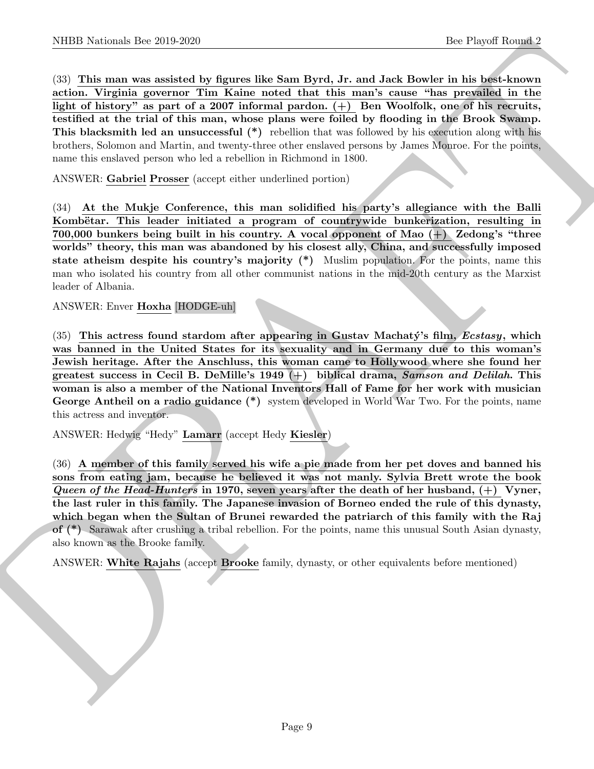(33) **This man was assisted by figures like Sam Byrd, Jr. and Jack Bowler in his best-known action. Virginia governor Tim Kaine noted that this man's cause "has prevailed in the light of history" as part of a 2007 informal pardon. (+) Ben Woolfolk, one of his recruits, testified at the trial of this man, whose plans were foiled by flooding in the Brook Swamp. This blacksmith led an unsuccessful (*)** rebellion that was followed by his execution along with his brothers, Solomon and Martin, and twenty-three other enslaved persons by James Monroe. For the points, name this enslaved person who led a rebellion in Richmond in 1800.

ANSWER: **Gabriel Prosser** (accept either underlined portion)

(34) **At the Mukje Conference, this man solidified his party's allegiance with the Balli Kombëtar. This leader initiated a program of countrywide bunkerization, resulting in 700,000 bunkers being built in his country. A vocal opponent of Mao (+) Zedong's "three worlds" theory, this man was abandoned by his closest ally, China, and successfully imposed state atheism despite his country's majority (*)** Muslim population. For the points, name this man who isolated his country from all other communist nations in the mid-20th century as the Marxist leader of Albania.

ANSWER: Enver **Hoxha** [HODGE-uh]

(35) **This actress found stardom after appearing in Gustav Machatý's film, *Ecstasy*, which was banned in the United States for its sexuality and in Germany due to this woman's Jewish heritage. After the Anschluss, this woman came to Hollywood where she found her greatest success in Cecil B. DeMille's 1949 (+) biblical drama, *Samson and Delilah*. This woman is also a member of the National Inventors Hall of Fame for her work with musician George Antheil on a radio guidance (*)** system developed in World War Two. For the points, name this actress and inventor.

ANSWER: Hedwig "Hedy" **Lamarr** (accept Hedy **Kiesler**)

(36) **A member of this family served his wife a pie made from her pet doves and banned his sons from eating jam, because he believed it was not manly. Sylvia Brett wrote the book *Queen of the Head-Hunters* in 1970, seven years after the death of her husband, (+) Vyner, the last ruler in this family. The Japanese invasion of Borneo ended the rule of this dynasty, which began when the Sultan of Brunei rewarded the patriarch of this family with the Raj of (*)** Sarawak after crushing a tribal rebellion. For the points, name this unusual South Asian dynasty, also known as the Brooke family.

ANSWER: **White Rajahs** (accept **Brooke** family, dynasty, or other equivalents before mentioned)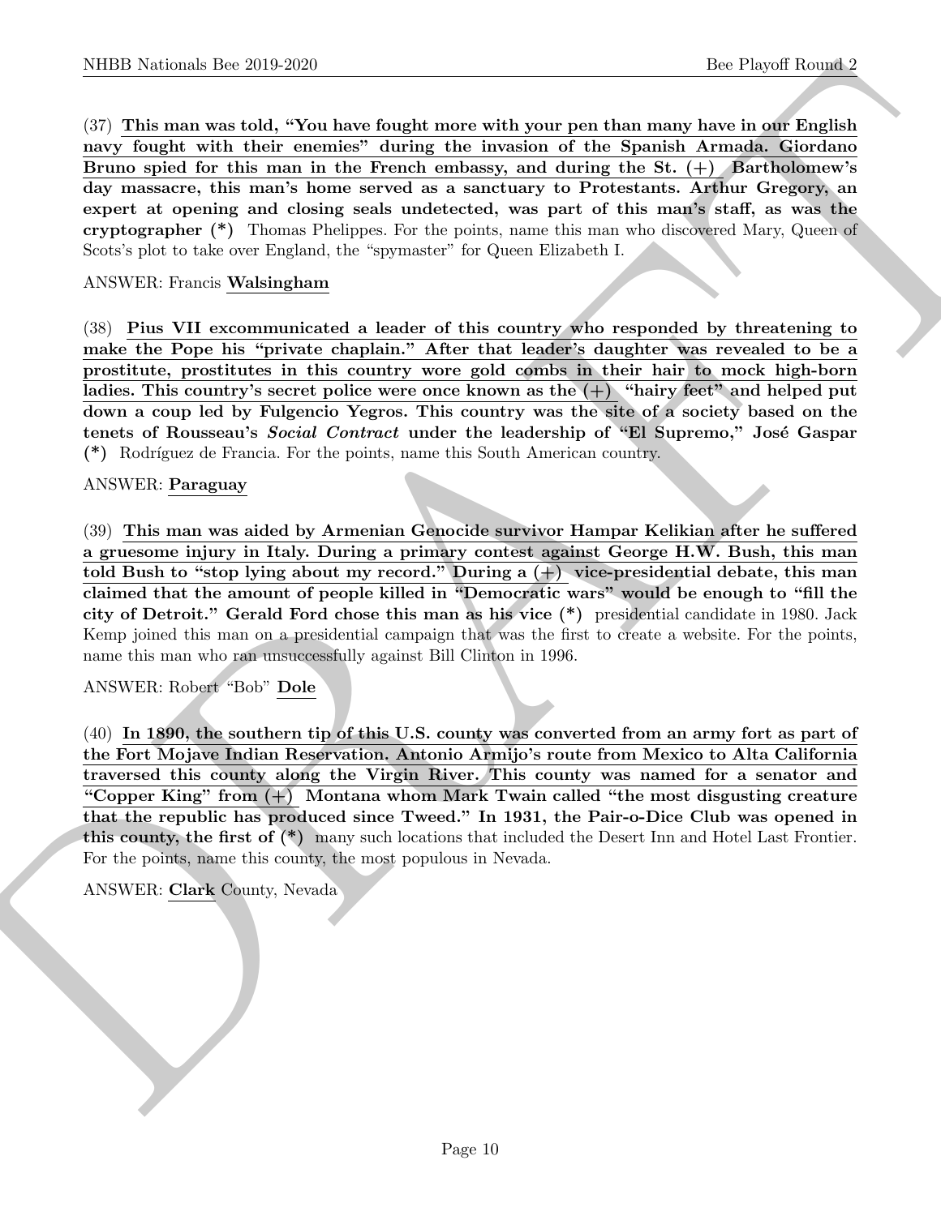(37) **This man was told, "You have fought more with your pen than many have in our English navy fought with their enemies" during the invasion of the Spanish Armada. Giordano Bruno spied for this man in the French embassy, and during the St. (+) Bartholomew's day massacre, this man's home served as a sanctuary to Protestants. Arthur Gregory, an expert at opening and closing seals undetected, was part of this man's staff, as was the cryptographer (*)** Thomas Phelippes. For the points, name this man who discovered Mary, Queen of Scots's plot to take over England, the "spymaster" for Queen Elizabeth I.

ANSWER: Francis **Walsingham**

(38) **Pius VII excommunicated a leader of this country who responded by threatening to make the Pope his "private chaplain." After that leader's daughter was revealed to be a prostitute, prostitutes in this country wore gold combs in their hair to mock high-born ladies. This country's secret police were once known as the (+) "hairy feet" and helped put down a coup led by Fulgencio Yegros. This country was the site of a society based on the tenets of Rousseau's *Social Contract* under the leadership of "El Supremo," José Gaspar (*)** Rodríguez de Francia. For the points, name this South American country.

ANSWER: **Paraguay**

(39) **This man was aided by Armenian Genocide survivor Hampar Kelikian after he suffered a gruesome injury in Italy. During a primary contest against George H.W. Bush, this man told Bush to "stop lying about my record." During a (+) vice-presidential debate, this man claimed that the amount of people killed in "Democratic wars" would be enough to "fill the city of Detroit." Gerald Ford chose this man as his vice (*)** presidential candidate in 1980. Jack Kemp joined this man on a presidential campaign that was the first to create a website. For the points, name this man who ran unsuccessfully against Bill Clinton in 1996.

ANSWER: Robert "Bob" **Dole**

(40) **In 1890, the southern tip of this U.S. county was converted from an army fort as part of the Fort Mojave Indian Reservation. Antonio Armijo's route from Mexico to Alta California traversed this county along the Virgin River. This county was named for a senator and "Copper King" from (+) Montana whom Mark Twain called "the most disgusting creature that the republic has produced since Tweed." In 1931, the Pair-o-Dice Club was opened in this county, the first of (*)** many such locations that included the Desert Inn and Hotel Last Frontier. For the points, name this county, the most populous in Nevada.

ANSWER: **Clark** County, Nevada